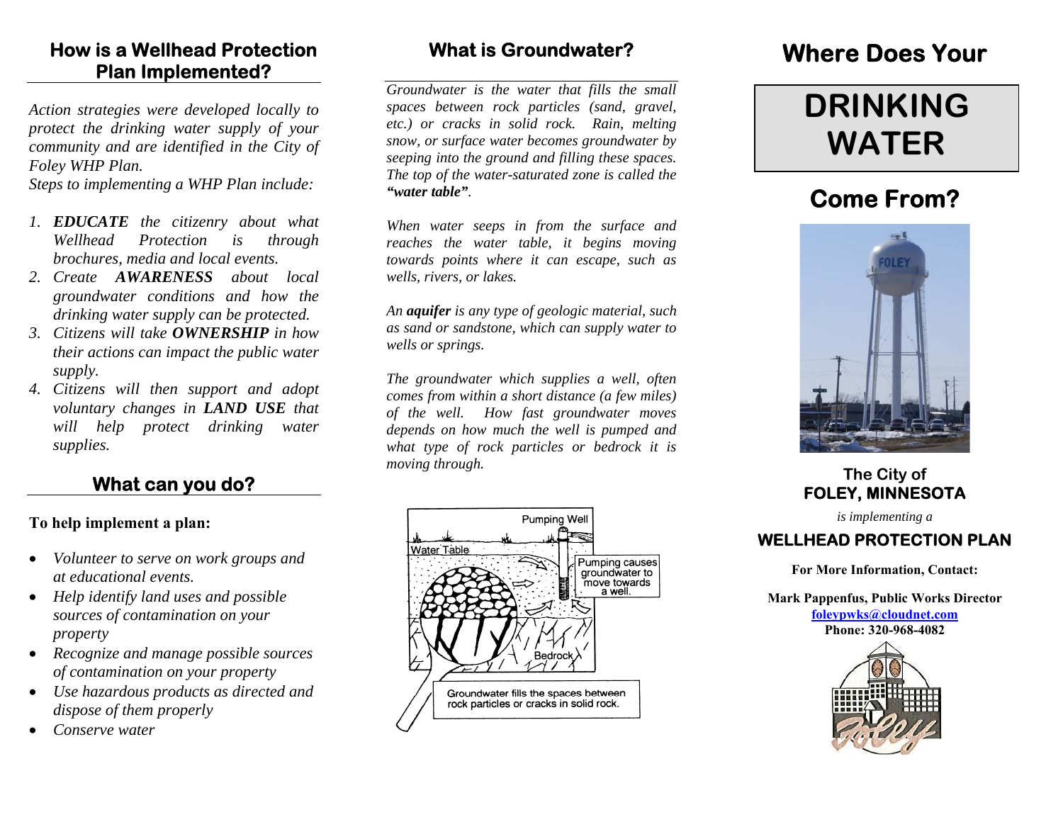## How is a Wellhead Protection Plan Implemented?

*Action strategies were developed locally to protect the drinking water supply of your community and are identified in the City of Foley WHP Plan.*

*Steps to implementing a WHP Plan include:*

1. ***EDUCATE** the citizenry about what Wellhead Protection is through brochures, media and local events.*
2. *Create **AWARENESS** about local groundwater conditions and how the drinking water supply can be protected.*
3. *Citizens will take **OWNERSHIP** in how their actions can impact the public water supply.*
4. *Citizens will then support and adopt voluntary changes in **LAND USE** that will help protect drinking water supplies.*

## What can you do?

**To help implement a plan:**

- *Volunteer to serve on work groups and at educational events.*
- *Help identify land uses and possible sources of contamination on your property*
- *Recognize and manage possible sources of contamination on your property*
- *Use hazardous products as directed and dispose of them properly*
- *Conserve water*

## What is Groundwater?

*Groundwater is the water that fills the small spaces between rock particles (sand, gravel, etc.) or cracks in solid rock. Rain, melting snow, or surface water becomes groundwater by seeping into the ground and filling these spaces. The top of the water-saturated zone is called the **"water table"**.*

*When water seeps in from the surface and reaches the water table, it begins moving towards points where it can escape, such as wells, rivers, or lakes.*

*An **aquifer** is any type of geologic material, such as sand or sandstone, which can supply water to wells or springs.*

*The groundwater which supplies a well, often comes from within a short distance (a few miles) of the well. How fast groundwater moves depends on how much the well is pumped and what type of rock particles or bedrock it is moving through.*

Pumping Well

Water Table

Pumping causes groundwater to move towards a well.

Bedrock

Groundwater fills the spaces between rock particles or cracks in solid rock.

# Where Does Your

# DRINKING WATER

# Come From?

### The City of FOLEY, MINNESOTA

*is implementing a*

### WELLHEAD PROTECTION PLAN

**For More Information, Contact:**

**Mark Pappenfus, Public Works Director**
**foleypwks@cloudnet.com**
**Phone: 320-968-4082**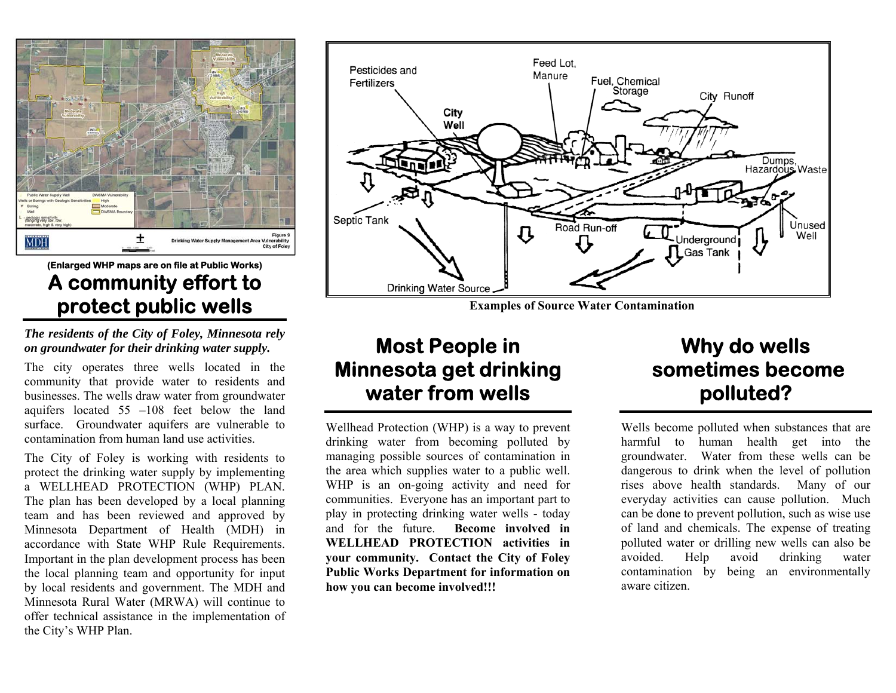(Enlarged WHP maps are on file at Public Works)

# A community effort to protect public wells

***The residents of the City of Foley, Minnesota rely on groundwater for their drinking water supply.***

The city operates three wells located in the community that provide water to residents and businesses. The wells draw water from groundwater aquifers located 55 –108 feet below the land surface. Groundwater aquifers are vulnerable to contamination from human land use activities.

The City of Foley is working with residents to protect the drinking water supply by implementing a WELLHEAD PROTECTION (WHP) PLAN. The plan has been developed by a local planning team and has been reviewed and approved by Minnesota Department of Health (MDH) in accordance with State WHP Rule Requirements. Important in the plan development process has been the local planning team and opportunity for input by local residents and government. The MDH and Minnesota Rural Water (MRWA) will continue to offer technical assistance in the implementation of the City's WHP Plan.

**Examples of Source Water Contamination**

# Most People in Minnesota get drinking water from wells

Wellhead Protection (WHP) is a way to prevent drinking water from becoming polluted by managing possible sources of contamination in the area which supplies water to a public well. WHP is an on-going activity and need for communities. Everyone has an important part to play in protecting drinking water wells - today and for the future. **Become involved in WELLHEAD PROTECTION activities in your community. Contact the City of Foley Public Works Department for information on how you can become involved!!!**

# Why do wells sometimes become polluted?

Wells become polluted when substances that are harmful to human health get into the groundwater. Water from these wells can be dangerous to drink when the level of pollution rises above health standards. Many of our everyday activities can cause pollution. Much can be done to prevent pollution, such as wise use of land and chemicals. The expense of treating polluted water or drilling new wells can also be avoided. Help avoid drinking water contamination by being an environmentally aware citizen.